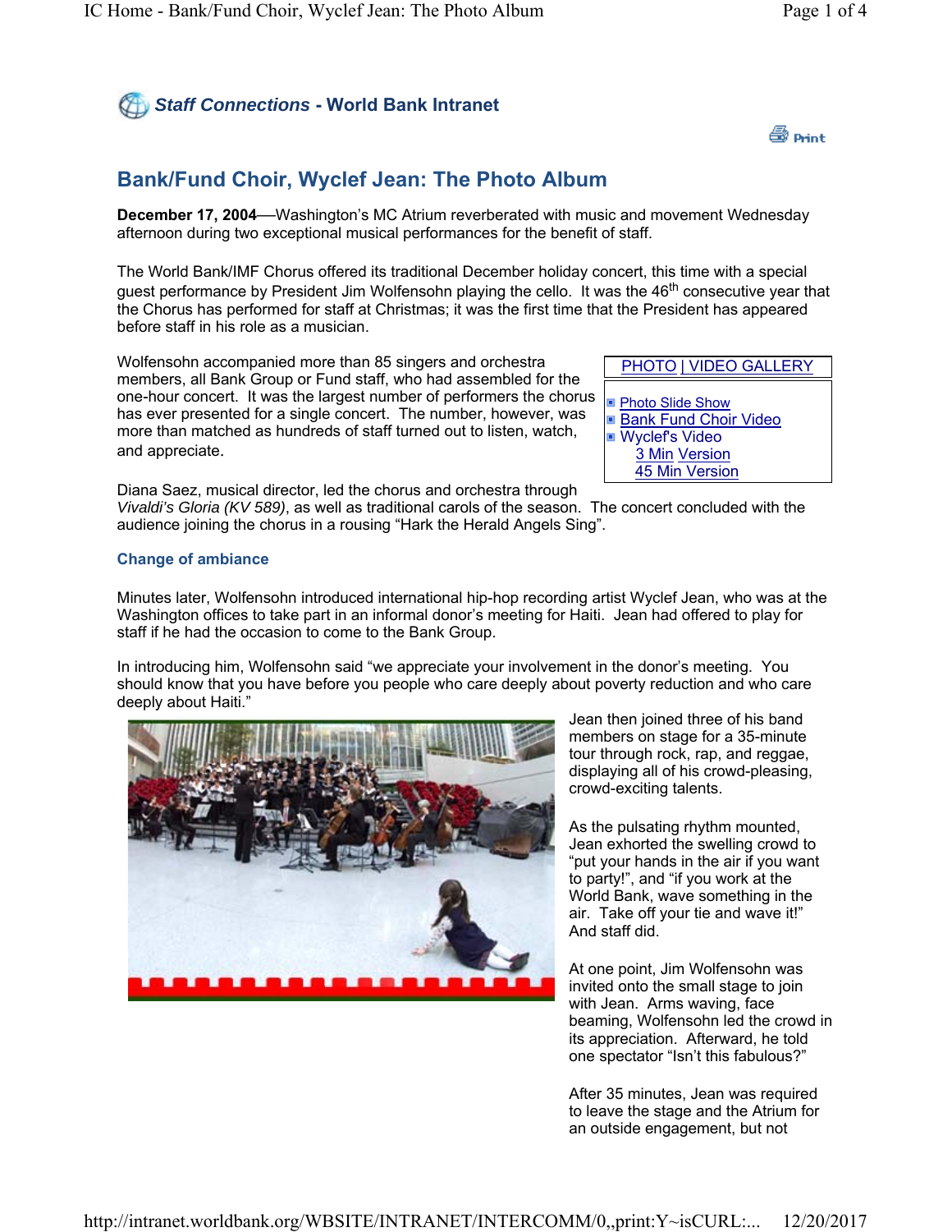**Staff Connections - World Bank Intranet**

Print

# Bank/Fund Choir, Wyclef Jean: The Photo Album

**December 17, 2004**—Washington's MC Atrium reverberated with music and movement Wednesday afternoon during two exceptional musical performances for the benefit of staff.

The World Bank/IMF Chorus offered its traditional December holiday concert, this time with a special guest performance by President Jim Wolfensohn playing the cello. It was the 46th consecutive year that the Chorus has performed for staff at Christmas; it was the first time that the President has appeared before staff in his role as a musician.

Wolfensohn accompanied more than 85 singers and orchestra members, all Bank Group or Fund staff, who had assembled for the one-hour concert. It was the largest number of performers the chorus has ever presented for a single concert. The number, however, was more than matched as hundreds of staff turned out to listen, watch, and appreciate.

| PHOTO \| VIDEO GALLERY |
|---|
| Photo Slide Show<br>Bank Fund Choir Video<br>Wyclef's Video<br>3 Min Version<br>45 Min Version |

Diana Saez, musical director, led the chorus and orchestra through *Vivaldi's Gloria (KV 589)*, as well as traditional carols of the season. The concert concluded with the audience joining the chorus in a rousing "Hark the Herald Angels Sing".

### Change of ambiance

Minutes later, Wolfensohn introduced international hip-hop recording artist Wyclef Jean, who was at the Washington offices to take part in an informal donor's meeting for Haiti. Jean had offered to play for staff if he had the occasion to come to the Bank Group.

In introducing him, Wolfensohn said "we appreciate your involvement in the donor's meeting. You should know that you have before you people who care deeply about poverty reduction and who care deeply about Haiti."

Jean then joined three of his band members on stage for a 35-minute tour through rock, rap, and reggae, displaying all of his crowd-pleasing, crowd-exciting talents.

As the pulsating rhythm mounted, Jean exhorted the swelling crowd to "put your hands in the air if you want to party!", and "if you work at the World Bank, wave something in the air. Take off your tie and wave it!" And staff did.

At one point, Jim Wolfensohn was invited onto the small stage to join with Jean. Arms waving, face beaming, Wolfensohn led the crowd in its appreciation. Afterward, he told one spectator "Isn't this fabulous?"

After 35 minutes, Jean was required to leave the stage and the Atrium for an outside engagement, but not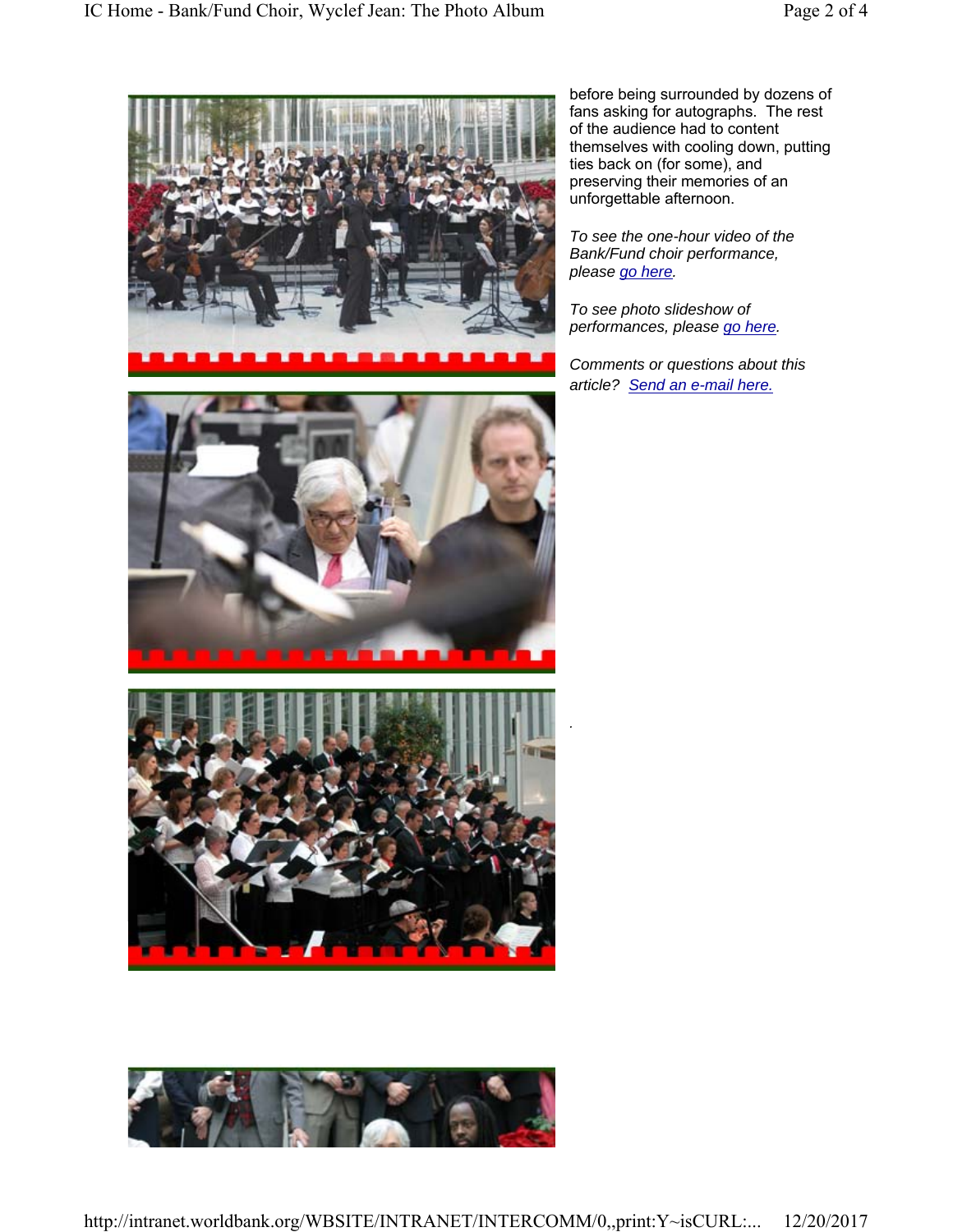before being surrounded by dozens of fans asking for autographs. The rest of the audience had to content themselves with cooling down, putting ties back on (for some), and preserving their memories of an unforgettable afternoon.

*To see the one-hour video of the Bank/Fund choir performance, please go here.*

*To see photo slideshow of performances, please go here.*

*Comments or questions about this article? Send an e-mail here.*

.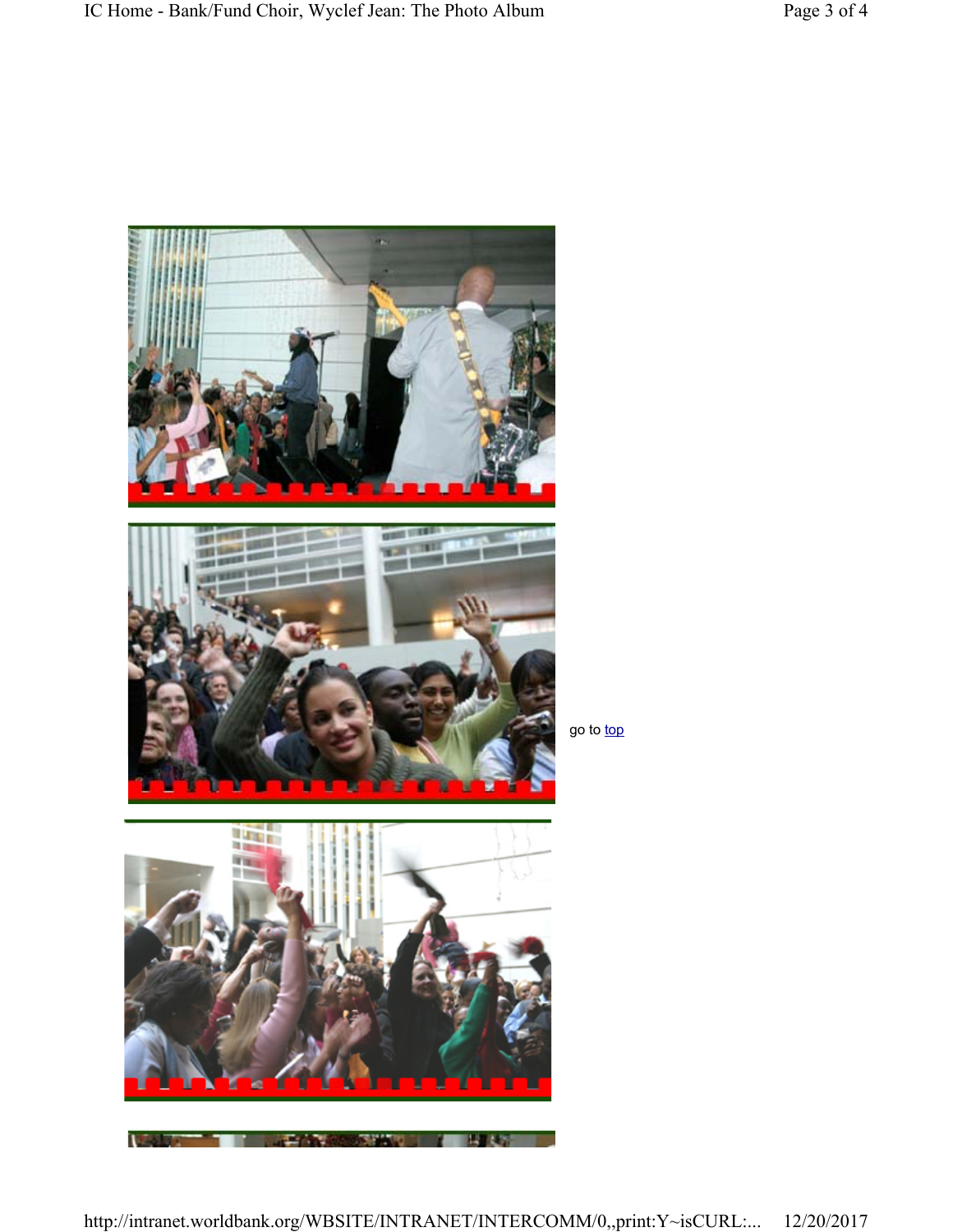go to top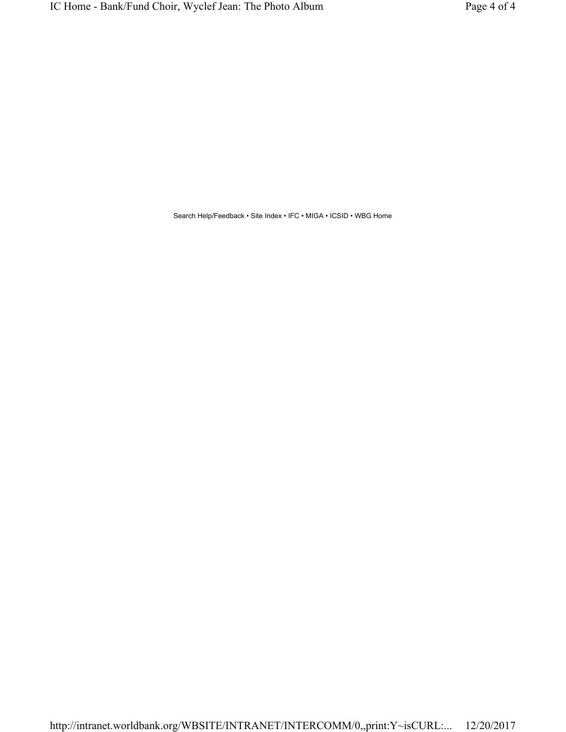Search Help/Feedback • Site Index • IFC • MIGA • ICSID • WBG Home